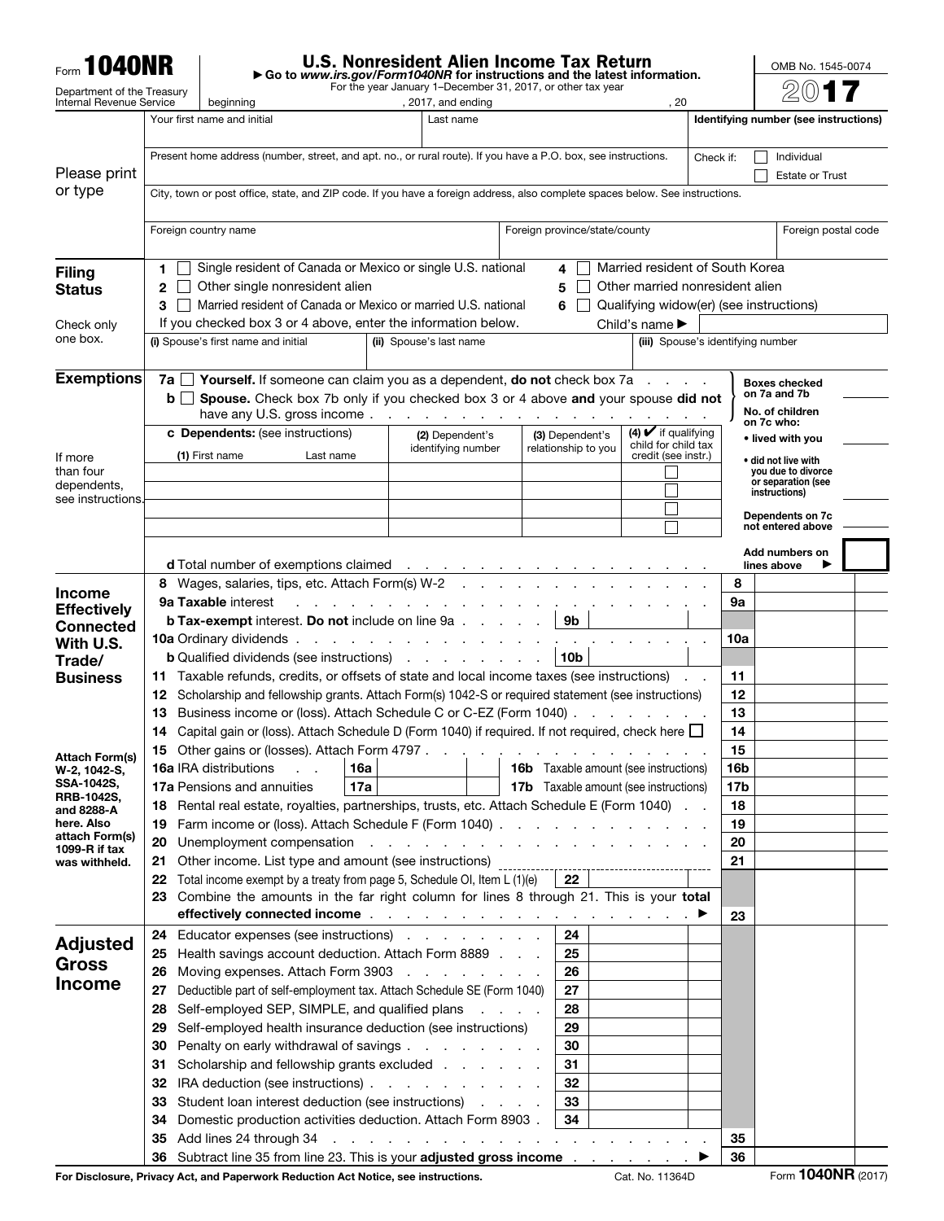Form **1040NR**

Department of the Treasury
Internal Revenue Service

# U.S. Nonresident Alien Income Tax Return

► Go to *www.irs.gov/Form1040NR* for instructions and the latest information.

For the year January 1–December 31, 2017, or other tax year beginning , 2017, and ending , 20

OMB No. 1545-0074

**2017**

**Please print or type**

| Your first name and initial | Last name | Identifying number (see instructions) |
|---|---|---|
| | | |

| Present home address (number, street, and apt. no., or rural route). If you have a P.O. box, see instructions. | Check if: ☐ Individual ☐ Estate or Trust |
|---|---|
| | |

City, town or post office, state, and ZIP code. If you have a foreign address, also complete spaces below. See instructions.

| Foreign country name | Foreign province/state/county | Foreign postal code |
|---|---|---|
| | | |

## Filing Status

Check only one box.

1 ☐ Single resident of Canada or Mexico or single U.S. national
2 ☐ Other single nonresident alien
3 ☐ Married resident of Canada or Mexico or married U.S. national
4 ☐ Married resident of South Korea
5 ☐ Other married nonresident alien
6 ☐ Qualifying widow(er) (see instructions)

If you checked box 3 or 4 above, enter the information below. Child's name ►

| (i) Spouse's first name and initial | (ii) Spouse's last name | (iii) Spouse's identifying number |
|---|---|---|
| | | |

## Exemptions

7a ☐ **Yourself.** If someone can claim you as a dependent, **do not** check box 7a

b ☐ **Spouse.** Check box 7b only if you checked box 3 or 4 above **and** your spouse **did not** have any U.S. gross income

Boxes checked on 7a and 7b

No. of children on 7c who:
- lived with you
- did not live with you due to divorce or separation (see instructions)

Dependents on 7c not entered above

c **Dependents:** (see instructions)

If more than four dependents, see instructions.

| (1) First name | Last name | (2) Dependent's identifying number | (3) Dependent's relationship to you | (4) ✔ if qualifying child for child tax credit (see instr.) |
|---|---|---|---|---|
| | | | | ☐ |
| | | | | ☐ |
| | | | | ☐ |
| | | | | ☐ |

d Total number of exemptions claimed

Add numbers on lines above ►

## Income Effectively Connected With U.S. Trade/Business

Attach Form(s) W-2, 1042-S, SSA-1042S, RRB-1042S, and 8288-A here. Also attach Form(s) 1099-R if tax was withheld.

| Line | Description | | Line | Amount |
|---|---|---|---|---|
| 8 | Wages, salaries, tips, etc. Attach Form(s) W-2 | | 8 | |
| 9a | **Taxable** interest | | 9a | |
| b | **Tax-exempt** interest. **Do not** include on line 9a | 9b | | |
| 10a | Ordinary dividends | | 10a | |
| b | Qualified dividends (see instructions) | 10b | | |
| 11 | Taxable refunds, credits, or offsets of state and local income taxes (see instructions) | | 11 | |
| 12 | Scholarship and fellowship grants. Attach Form(s) 1042-S or required statement (see instructions) | | 12 | |
| 13 | Business income or (loss). Attach Schedule C or C-EZ (Form 1040) | | 13 | |
| 14 | Capital gain or (loss). Attach Schedule D (Form 1040) if required. If not required, check here ☐ | | 14 | |
| 15 | Other gains or (losses). Attach Form 4797 | | 15 | |
| 16a | IRA distributions | 16a | 16b Taxable amount (see instructions) | 16b |
| 17a | Pensions and annuities | 17a | 17b Taxable amount (see instructions) | 17b |
| 18 | Rental real estate, royalties, partnerships, trusts, etc. Attach Schedule E (Form 1040) | | 18 | |
| 19 | Farm income or (loss). Attach Schedule F (Form 1040) | | 19 | |
| 20 | Unemployment compensation | | 20 | |
| 21 | Other income. List type and amount (see instructions) | | 21 | |
| 22 | Total income exempt by a treaty from page 5, Schedule OI, Item L (1)(e) | 22 | | |
| 23 | Combine the amounts in the far right column for lines 8 through 21. This is your **total effectively connected income** ► | | 23 | |

## Adjusted Gross Income

| Line | Description | | Line | Amount |
|---|---|---|---|---|
| 24 | Educator expenses (see instructions) | 24 | | |
| 25 | Health savings account deduction. Attach Form 8889 | 25 | | |
| 26 | Moving expenses. Attach Form 3903 | 26 | | |
| 27 | Deductible part of self-employment tax. Attach Schedule SE (Form 1040) | 27 | | |
| 28 | Self-employed SEP, SIMPLE, and qualified plans | 28 | | |
| 29 | Self-employed health insurance deduction (see instructions) | 29 | | |
| 30 | Penalty on early withdrawal of savings | 30 | | |
| 31 | Scholarship and fellowship grants excluded | 31 | | |
| 32 | IRA deduction (see instructions) | 32 | | |
| 33 | Student loan interest deduction (see instructions) | 33 | | |
| 34 | Domestic production activities deduction. Attach Form 8903 | 34 | | |
| 35 | Add lines 24 through 34 | | 35 | |
| 36 | Subtract line 35 from line 23. This is your **adjusted gross income** ► | | 36 | |

**For Disclosure, Privacy Act, and Paperwork Reduction Act Notice, see instructions.** Cat. No. 11364D Form **1040NR** (2017)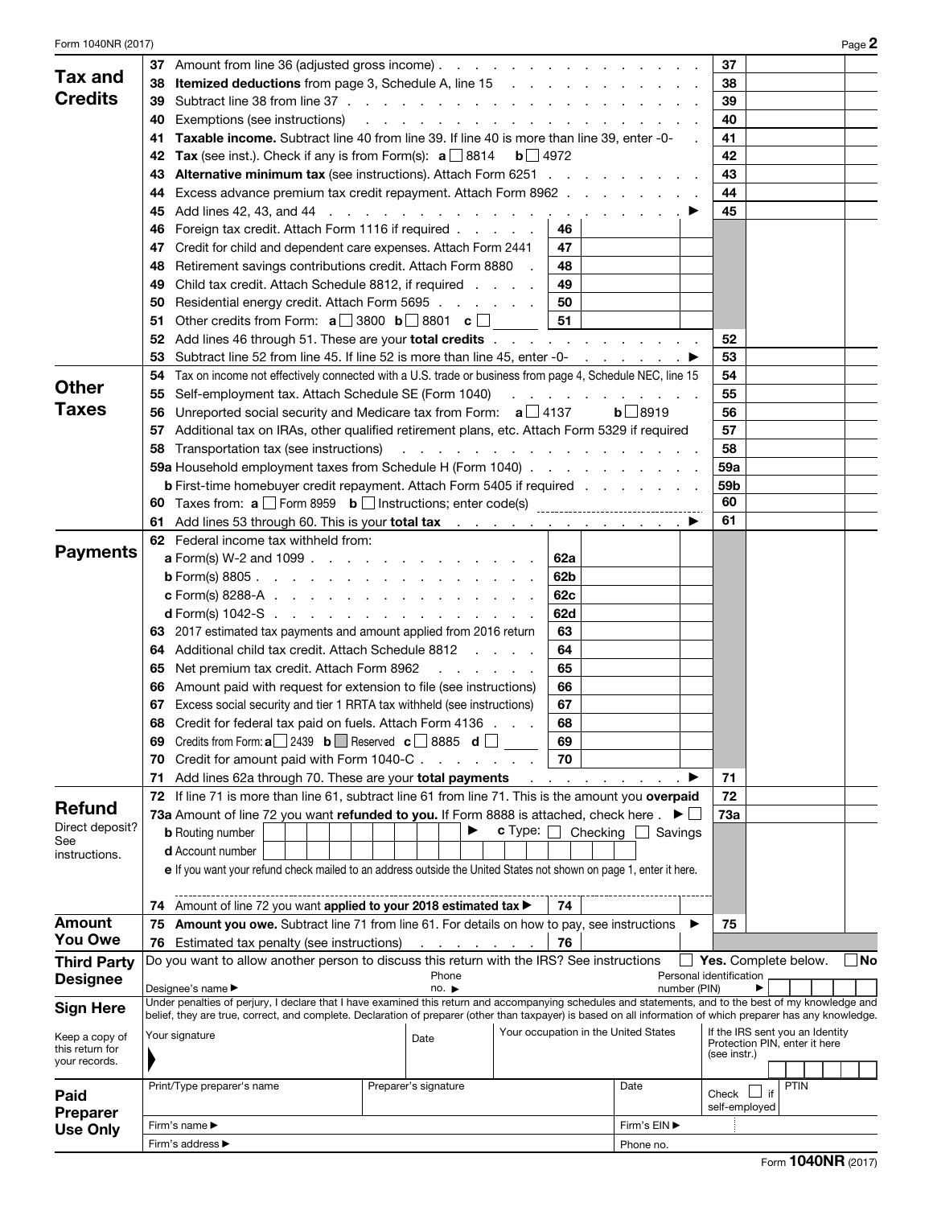Form 1040NR (2017) Page **2**

## Tax and Credits

| Line | Description | | Amount |
|---|---|---|---|
| 37 | Amount from line 36 (adjusted gross income) | 37 | |
| 38 | **Itemized deductions** from page 3, Schedule A, line 15 | 38 | |
| 39 | Subtract line 38 from line 37 | 39 | |
| 40 | Exemptions (see instructions) | 40 | |
| 41 | **Taxable income.** Subtract line 40 from line 39. If line 40 is more than line 39, enter -0- | 41 | |
| 42 | **Tax** (see inst.). Check if any is from Form(s): **a** ☐ 8814 **b** ☐ 4972 | 42 | |
| 43 | **Alternative minimum tax** (see instructions). Attach Form 6251 | 43 | |
| 44 | Excess advance premium tax credit repayment. Attach Form 8962 | 44 | |
| 45 | Add lines 42, 43, and 44 ▶ | 45 | |
| 46 | Foreign tax credit. Attach Form 1116 if required | 46 | |
| 47 | Credit for child and dependent care expenses. Attach Form 2441 | 47 | |
| 48 | Retirement savings contributions credit. Attach Form 8880 | 48 | |
| 49 | Child tax credit. Attach Schedule 8812, if required | 49 | |
| 50 | Residential energy credit. Attach Form 5695 | 50 | |
| 51 | Other credits from Form: **a** ☐ 3800 **b** ☐ 8801 **c** ☐ ______ | 51 | |
| 52 | Add lines 46 through 51. These are your **total credits** | 52 | |
| 53 | Subtract line 52 from line 45. If line 52 is more than line 45, enter -0- ▶ | 53 | |

## Other Taxes

| Line | Description | | Amount |
|---|---|---|---|
| 54 | Tax on income not effectively connected with a U.S. trade or business from page 4, Schedule NEC, line 15 | 54 | |
| 55 | Self-employment tax. Attach Schedule SE (Form 1040) | 55 | |
| 56 | Unreported social security and Medicare tax from Form: **a** ☐ 4137 **b** ☐ 8919 | 56 | |
| 57 | Additional tax on IRAs, other qualified retirement plans, etc. Attach Form 5329 if required | 57 | |
| 58 | Transportation tax (see instructions) | 58 | |
| 59a | Household employment taxes from Schedule H (Form 1040) | 59a | |
| b | First-time homebuyer credit repayment. Attach Form 5405 if required | 59b | |
| 60 | Taxes from: **a** ☐ Form 8959 **b** ☐ Instructions; enter code(s) ______ | 60 | |
| 61 | Add lines 53 through 60. This is your **total tax** ▶ | 61 | |

## Payments

| Line | Description | | Amount |
|---|---|---|---|
| 62 | Federal income tax withheld from: | | |
| a | Form(s) W-2 and 1099 | 62a | |
| b | Form(s) 8805 | 62b | |
| c | Form(s) 8288-A | 62c | |
| d | Form(s) 1042-S | 62d | |
| 63 | 2017 estimated tax payments and amount applied from 2016 return | 63 | |
| 64 | Additional child tax credit. Attach Schedule 8812 | 64 | |
| 65 | Net premium tax credit. Attach Form 8962 | 65 | |
| 66 | Amount paid with request for extension to file (see instructions) | 66 | |
| 67 | Excess social security and tier 1 RRTA tax withheld (see instructions) | 67 | |
| 68 | Credit for federal tax paid on fuels. Attach Form 4136 | 68 | |
| 69 | Credits from Form: **a** ☐ 2439 **b** ☐ Reserved **c** ☐ 8885 **d** ☐ ______ | 69 | |
| 70 | Credit for amount paid with Form 1040-C | 70 | |
| 71 | Add lines 62a through 70. These are your **total payments** ▶ | 71 | |

## Refund

Direct deposit? See instructions.

| Line | Description | | Amount |
|---|---|---|---|
| 72 | If line 71 is more than line 61, subtract line 61 from line 71. This is the amount you **overpaid** | 72 | |
| 73a | Amount of line 72 you want **refunded to you.** If Form 8888 is attached, check here ▶ ☐ | 73a | |
| b | Routing number ______ ▶ **c** Type: ☐ Checking ☐ Savings | | |
| d | Account number ______ | | |
| e | If you want your refund check mailed to an address outside the United States not shown on page 1, enter it here. | | |
| 74 | Amount of line 72 you want **applied to your 2018 estimated tax** ▶ | 74 | |

## Amount You Owe

| Line | Description | | Amount |
|---|---|---|---|
| 75 | **Amount you owe.** Subtract line 71 from line 61. For details on how to pay, see instructions ▶ | 75 | |
| 76 | Estimated tax penalty (see instructions) | 76 | |

## Third Party Designee

Do you want to allow another person to discuss this return with the IRS? See instructions ☐ **Yes.** Complete below. ☐ **No**

Designee's name ▶ Phone no. ▶ Personal identification number (PIN) ▶

## Sign Here

Keep a copy of this return for your records.

Under penalties of perjury, I declare that I have examined this return and accompanying schedules and statements, and to the best of my knowledge and belief, they are true, correct, and complete. Declaration of preparer (other than taxpayer) is based on all information of which preparer has any knowledge.

| Your signature | Date | Your occupation in the United States | If the IRS sent you an Identity Protection PIN, enter it here (see instr.) |
|---|---|---|---|
| | | | |

## Paid Preparer Use Only

| Print/Type preparer's name | Preparer's signature | Date | Check ☐ if self-employed | PTIN |
|---|---|---|---|---|
| | | | | |
| Firm's name ▶ | | Firm's EIN ▶ | | |
| Firm's address ▶ | | Phone no. | | |

Form **1040NR** (2017)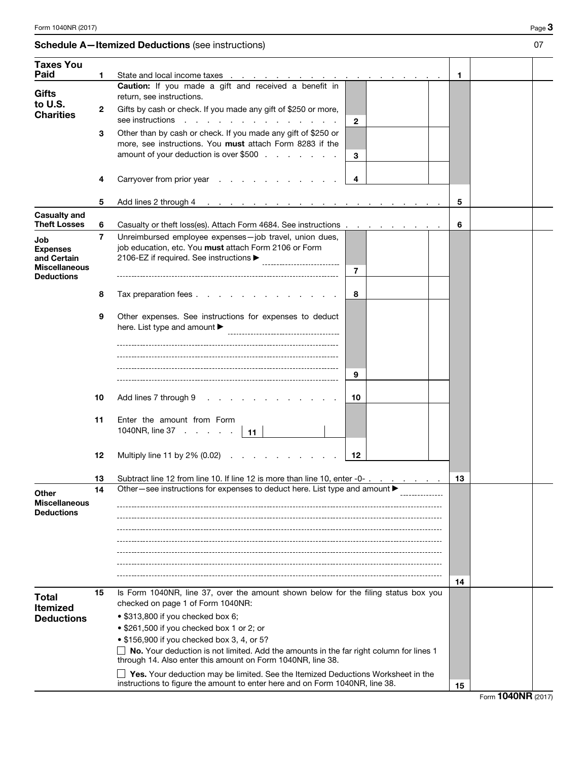## Schedule A—Itemized Deductions (see instructions)

07

| Section | Line | Description | | Amount | Line | Amount |
|---|---|---|---|---|---|---|
| **Taxes You Paid** | 1 | State and local income taxes | | | 1 | |
| **Gifts to U.S. Charities** | | **Caution:** If you made a gift and received a benefit in return, see instructions. | | | | |
| | 2 | Gifts by cash or check. If you made any gift of $250 or more, see instructions | 2 | | | |
| | 3 | Other than by cash or check. If you made any gift of $250 or more, see instructions. You **must** attach Form 8283 if the amount of your deduction is over $500 | 3 | | | |
| | 4 | Carryover from prior year | 4 | | | |
| | 5 | Add lines 2 through 4 | | | 5 | |
| **Casualty and Theft Losses** | 6 | Casualty or theft loss(es). Attach Form 4684. See instructions | | | 6 | |
| **Job Expenses and Certain Miscellaneous Deductions** | 7 | Unreimbursed employee expenses—job travel, union dues, job education, etc. You **must** attach Form 2106 or Form 2106-EZ if required. See instructions ▶ | 7 | | | |
| | 8 | Tax preparation fees | 8 | | | |
| | 9 | Other expenses. See instructions for expenses to deduct here. List type and amount ▶ | 9 | | | |
| | 10 | Add lines 7 through 9 | 10 | | | |
| | 11 | Enter the amount from Form 1040NR, line 37 ... 11 | | | | |
| | 12 | Multiply line 11 by 2% (0.02) | 12 | | | |
| | 13 | Subtract line 12 from line 10. If line 12 is more than line 10, enter -0- | | | 13 | |
| **Other Miscellaneous Deductions** | 14 | Other—see instructions for expenses to deduct here. List type and amount ▶ | | | 14 | |
| **Total Itemized Deductions** | 15 | Is Form 1040NR, line 37, over the amount shown below for the filing status box you checked on page 1 of Form 1040NR: | | | | |

- $313,800 if you checked box 6;
- $261,500 if you checked box 1 or 2; or
- $156,900 if you checked box 3, 4, or 5?

☐ **No.** Your deduction is not limited. Add the amounts in the far right column for lines 1 through 14. Also enter this amount on Form 1040NR, line 38.

☐ **Yes.** Your deduction may be limited. See the Itemized Deductions Worksheet in the instructions to figure the amount to enter here and on Form 1040NR, line 38. **15**

Form **1040NR** (2017)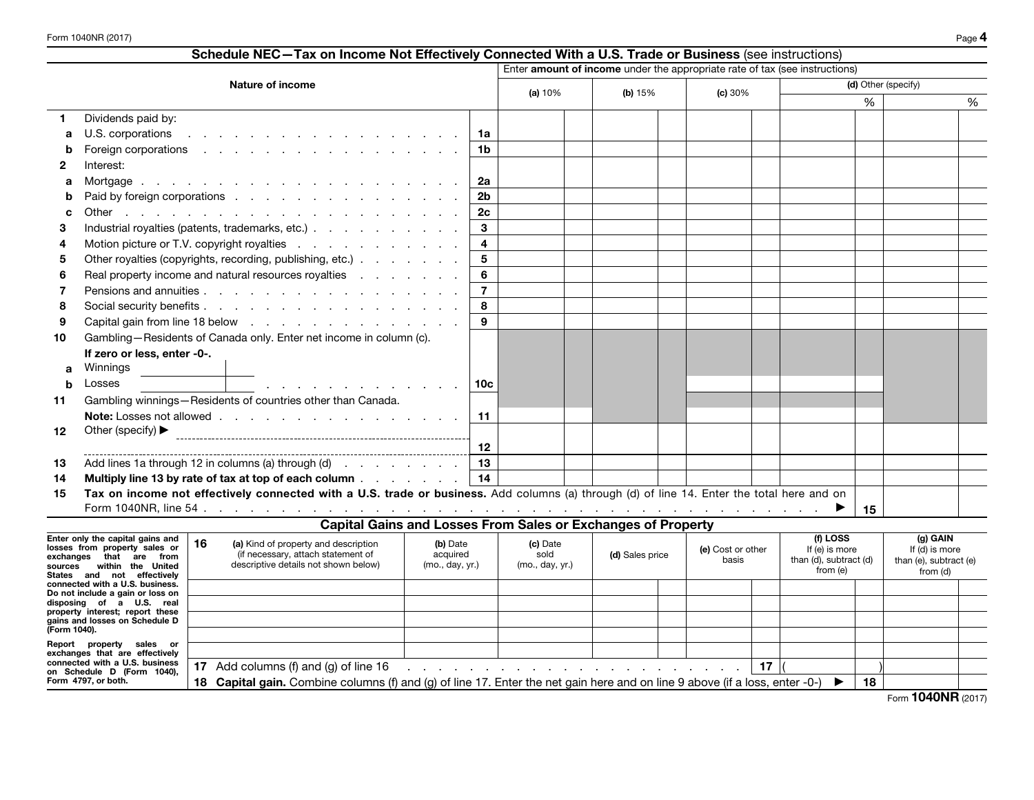## Schedule NEC—Tax on Income Not Effectively Connected With a U.S. Trade or Business (see instructions)

Enter **amount of income** under the appropriate rate of tax (see instructions)

| | Nature of income | | (a) 10% | (b) 15% | (c) 30% | (d) Other (specify) % | (d) Other (specify) % |
|---|---|---|---|---|---|---|---|
| **1** | Dividends paid by: | | | | | | |
| a | U.S. corporations | 1a | | | | | |
| b | Foreign corporations | 1b | | | | | |
| **2** | Interest: | | | | | | |
| a | Mortgage | 2a | | | | | |
| b | Paid by foreign corporations | 2b | | | | | |
| c | Other | 2c | | | | | |
| **3** | Industrial royalties (patents, trademarks, etc.) | 3 | | | | | |
| **4** | Motion picture or T.V. copyright royalties | 4 | | | | | |
| **5** | Other royalties (copyrights, recording, publishing, etc.) | 5 | | | | | |
| **6** | Real property income and natural resources royalties | 6 | | | | | |
| **7** | Pensions and annuities | 7 | | | | | |
| **8** | Social security benefits | 8 | | | | | |
| **9** | Capital gain from line 18 below | 9 | | | | | |
| **10** | Gambling—Residents of Canada only. Enter net income in column (c). **If zero or less, enter -0-.** a Winnings ____ b Losses ____ | 10c | | | | | |
| **11** | Gambling winnings—Residents of countries other than Canada. **Note:** Losses not allowed | 11 | | | | | |
| **12** | Other (specify) ▶ | 12 | | | | | |
| **13** | Add lines 1a through 12 in columns (a) through (d) | 13 | | | | | |
| **14** | **Multiply line 13 by rate of tax at top of each column** | 14 | | | | | |
| **15** | **Tax on income not effectively connected with a U.S. trade or business.** Add columns (a) through (d) of line 14. Enter the total here and on Form 1040NR, line 54 ▶ | 15 | | | | | |

## Capital Gains and Losses From Sales or Exchanges of Property

Enter only the capital gains and losses from property sales or exchanges that are from sources within the United States and not effectively connected with a U.S. business. Do not include a gain or loss on disposing of a U.S. real property interest; report these gains and losses on Schedule D (Form 1040).

Report property sales or exchanges that are effectively connected with a U.S. business on Schedule D (Form 1040), Form 4797, or both.

| 16 (a) Kind of property and description (if necessary, attach statement of descriptive details not shown below) | (b) Date acquired (mo., day, yr.) | (c) Date sold (mo., day, yr.) | (d) Sales price | (e) Cost or other basis | (f) LOSS If (e) is more than (d), subtract (d) from (e) | (g) GAIN If (d) is more than (e), subtract (e) from (d) |
|---|---|---|---|---|---|---|
| | | | | | | |
| | | | | | | |
| | | | | | | |
| | | | | | | |
| **17** Add columns (f) and (g) of line 16 | | | | 17 | ( ) | |
| **18** **Capital gain.** Combine columns (f) and (g) of line 17. Enter the net gain here and on line 9 above (if a loss, enter -0-) ▶ | | | | | 18 | |

Form **1040NR** (2017)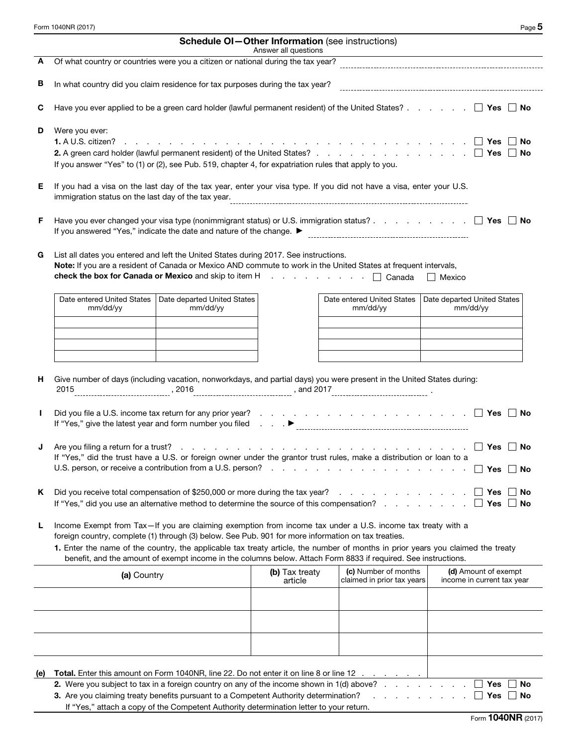## Schedule OI—Other Information (see instructions)

Answer all questions

**A** Of what country or countries were you a citizen or national during the tax year? ____________

**B** In what country did you claim residence for tax purposes during the tax year? ____________

**C** Have you ever applied to be a green card holder (lawful permanent resident) of the United States? . . . . . . . ☐ Yes ☐ No

**D** Were you ever:

**1.** A U.S. citizen? . . . . . . . ☐ Yes ☐ No

**2.** A green card holder (lawful permanent resident) of the United States? . . . . . . . ☐ Yes ☐ No

If you answer "Yes" to (1) or (2), see Pub. 519, chapter 4, for expatriation rules that apply to you.

**E** If you had a visa on the last day of the tax year, enter your visa type. If you did not have a visa, enter your U.S. immigration status on the last day of the tax year. ____________

**F** Have you ever changed your visa type (nonimmigrant status) or U.S. immigration status? . . . . . . . ☐ Yes ☐ No

If you answered "Yes," indicate the date and nature of the change. ► ____________

**G** List all dates you entered and left the United States during 2017. See instructions.

**Note:** If you are a resident of Canada or Mexico AND commute to work in the United States at frequent intervals, **check the box for Canada or Mexico** and skip to item H . . . . . . . ☐ Canada ☐ Mexico

| Date entered United States mm/dd/yy | Date departed United States mm/dd/yy | Date entered United States mm/dd/yy | Date departed United States mm/dd/yy |
|---|---|---|---|
| | | | |
| | | | |
| | | | |
| | | | |

**H** Give number of days (including vacation, nonworkdays, and partial days) you were present in the United States during: 2015 ________ , 2016 ________ , and 2017 ________ .

**I** Did you file a U.S. income tax return for any prior year? . . . . . . . ☐ Yes ☐ No

If "Yes," give the latest year and form number you filed . . . ► ____________

**J** Are you filing a return for a trust? . . . . . . . ☐ Yes ☐ No

If "Yes," did the trust have a U.S. or foreign owner under the grantor trust rules, make a distribution or loan to a U.S. person, or receive a contribution from a U.S. person? . . . . . . . ☐ Yes ☐ No

**K** Did you receive total compensation of $250,000 or more during the tax year? . . . . . . . ☐ Yes ☐ No

If "Yes," did you use an alternative method to determine the source of this compensation? . . . . . . . ☐ Yes ☐ No

**L** Income Exempt from Tax—If you are claiming exemption from income tax under a U.S. income tax treaty with a foreign country, complete (1) through (3) below. See Pub. 901 for more information on tax treaties.

**1.** Enter the name of the country, the applicable tax treaty article, the number of months in prior years you claimed the treaty benefit, and the amount of exempt income in the columns below. Attach Form 8833 if required. See instructions.

| **(a)** Country | **(b)** Tax treaty article | **(c)** Number of months claimed in prior tax years | **(d)** Amount of exempt income in current tax year |
|---|---|---|---|
| | | | |
| | | | |
| | | | |
| **(e) Total.** Enter this amount on Form 1040NR, line 22. Do not enter it on line 8 or line 12 . . . . . . . | | | |

**2.** Were you subject to tax in a foreign country on any of the income shown in 1(d) above? . . . . . . . ☐ Yes ☐ No

**3.** Are you claiming treaty benefits pursuant to a Competent Authority determination? . . . . . . . ☐ Yes ☐ No

If "Yes," attach a copy of the Competent Authority determination letter to your return.